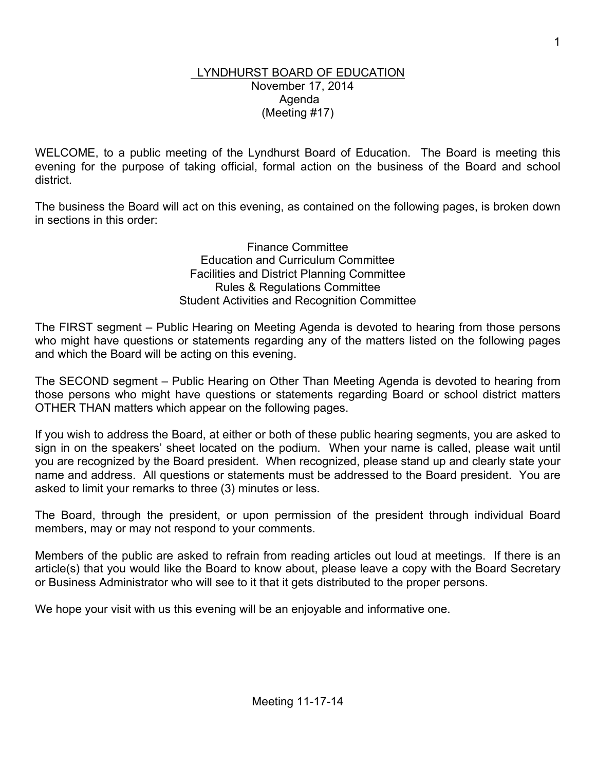# LYNDHURST BOARD OF EDUCATION

November 17, 2014
Agenda
(Meeting #17)

WELCOME, to a public meeting of the Lyndhurst Board of Education. The Board is meeting this evening for the purpose of taking official, formal action on the business of the Board and school district.

The business the Board will act on this evening, as contained on the following pages, is broken down in sections in this order:

Finance Committee
Education and Curriculum Committee
Facilities and District Planning Committee
Rules & Regulations Committee
Student Activities and Recognition Committee

The FIRST segment – Public Hearing on Meeting Agenda is devoted to hearing from those persons who might have questions or statements regarding any of the matters listed on the following pages and which the Board will be acting on this evening.

The SECOND segment – Public Hearing on Other Than Meeting Agenda is devoted to hearing from those persons who might have questions or statements regarding Board or school district matters OTHER THAN matters which appear on the following pages.

If you wish to address the Board, at either or both of these public hearing segments, you are asked to sign in on the speakers' sheet located on the podium. When your name is called, please wait until you are recognized by the Board president. When recognized, please stand up and clearly state your name and address. All questions or statements must be addressed to the Board president. You are asked to limit your remarks to three (3) minutes or less.

The Board, through the president, or upon permission of the president through individual Board members, may or may not respond to your comments.

Members of the public are asked to refrain from reading articles out loud at meetings. If there is an article(s) that you would like the Board to know about, please leave a copy with the Board Secretary or Business Administrator who will see to it that it gets distributed to the proper persons.

We hope your visit with us this evening will be an enjoyable and informative one.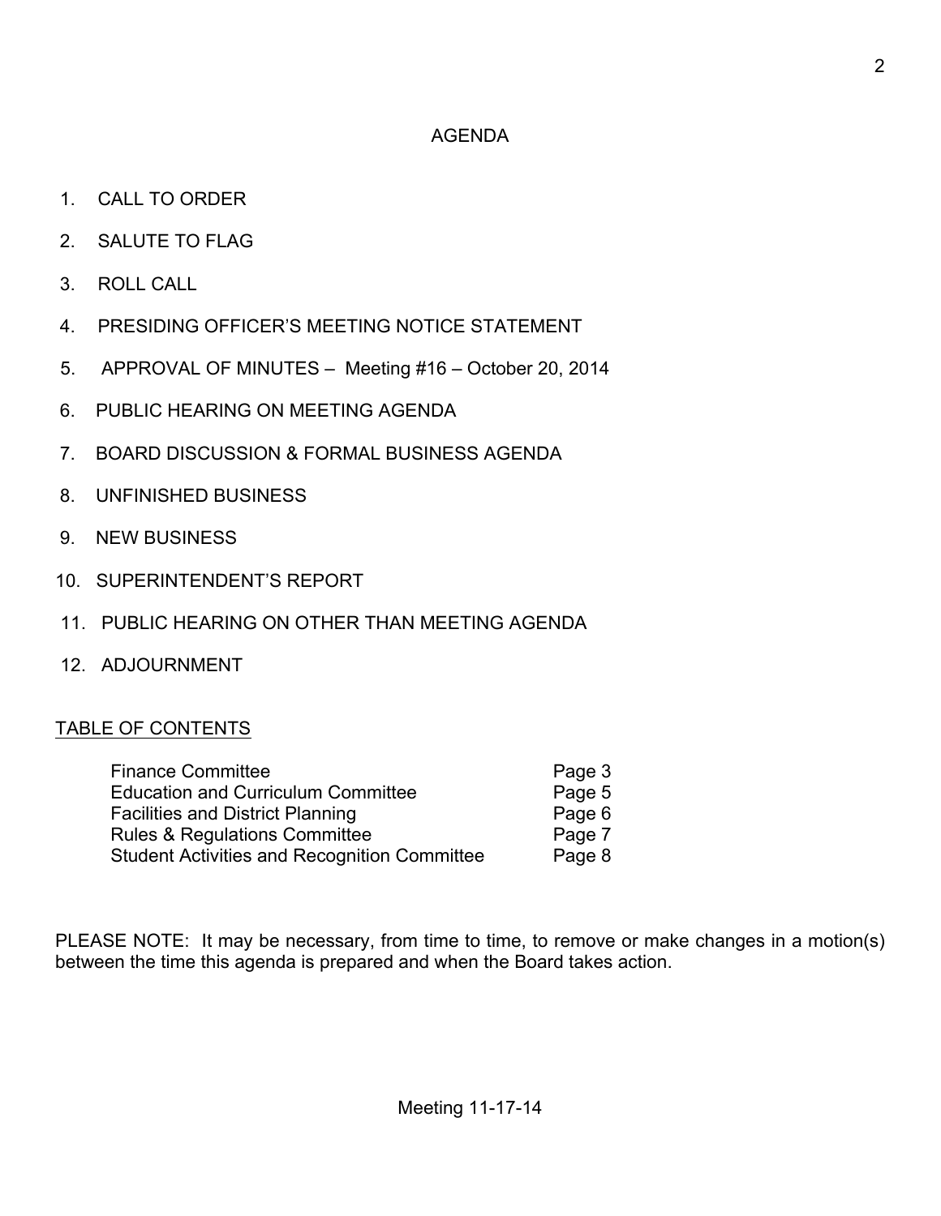# AGENDA

1. CALL TO ORDER
2. SALUTE TO FLAG
3. ROLL CALL
4. PRESIDING OFFICER'S MEETING NOTICE STATEMENT
5. APPROVAL OF MINUTES – Meeting #16 – October 20, 2014
6. PUBLIC HEARING ON MEETING AGENDA
7. BOARD DISCUSSION & FORMAL BUSINESS AGENDA
8. UNFINISHED BUSINESS
9. NEW BUSINESS
10. SUPERINTENDENT'S REPORT
11. PUBLIC HEARING ON OTHER THAN MEETING AGENDA
12. ADJOURNMENT

## TABLE OF CONTENTS

| | |
|---|---|
| Finance Committee | Page 3 |
| Education and Curriculum Committee | Page 5 |
| Facilities and District Planning | Page 6 |
| Rules & Regulations Committee | Page 7 |
| Student Activities and Recognition Committee | Page 8 |

PLEASE NOTE: It may be necessary, from time to time, to remove or make changes in a motion(s) between the time this agenda is prepared and when the Board takes action.

Meeting 11-17-14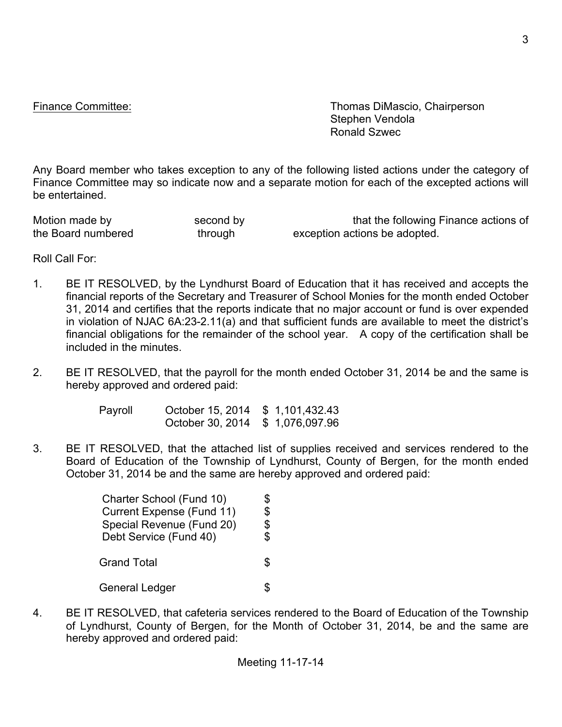Finance Committee: Thomas DiMascio, Chairperson
Stephen Vendola
Ronald Szwec

Any Board member who takes exception to any of the following listed actions under the category of Finance Committee may so indicate now and a separate motion for each of the excepted actions will be entertained.

Motion made by second by that the following Finance actions of the Board numbered through exception actions be adopted.

Roll Call For:

1. BE IT RESOLVED, by the Lyndhurst Board of Education that it has received and accepts the financial reports of the Secretary and Treasurer of School Monies for the month ended October 31, 2014 and certifies that the reports indicate that no major account or fund is over expended in violation of NJAC 6A:23-2.11(a) and that sufficient funds are available to meet the district's financial obligations for the remainder of the school year. A copy of the certification shall be included in the minutes.

2. BE IT RESOLVED, that the payroll for the month ended October 31, 2014 be and the same is hereby approved and ordered paid:

| | | |
|---|---|---|
| Payroll | October 15, 2014 | $ 1,101,432.43 |
| | October 30, 2014 | $ 1,076,097.96 |

3. BE IT RESOLVED, that the attached list of supplies received and services rendered to the Board of Education of the Township of Lyndhurst, County of Bergen, for the month ended October 31, 2014 be and the same are hereby approved and ordered paid:

| | |
|---|---|
| Charter School (Fund 10) | $ |
| Current Expense (Fund 11) | $ |
| Special Revenue (Fund 20) | $ |
| Debt Service (Fund 40) | $ |
| Grand Total | $ |
| General Ledger | $ |

4. BE IT RESOLVED, that cafeteria services rendered to the Board of Education of the Township of Lyndhurst, County of Bergen, for the Month of October 31, 2014, be and the same are hereby approved and ordered paid: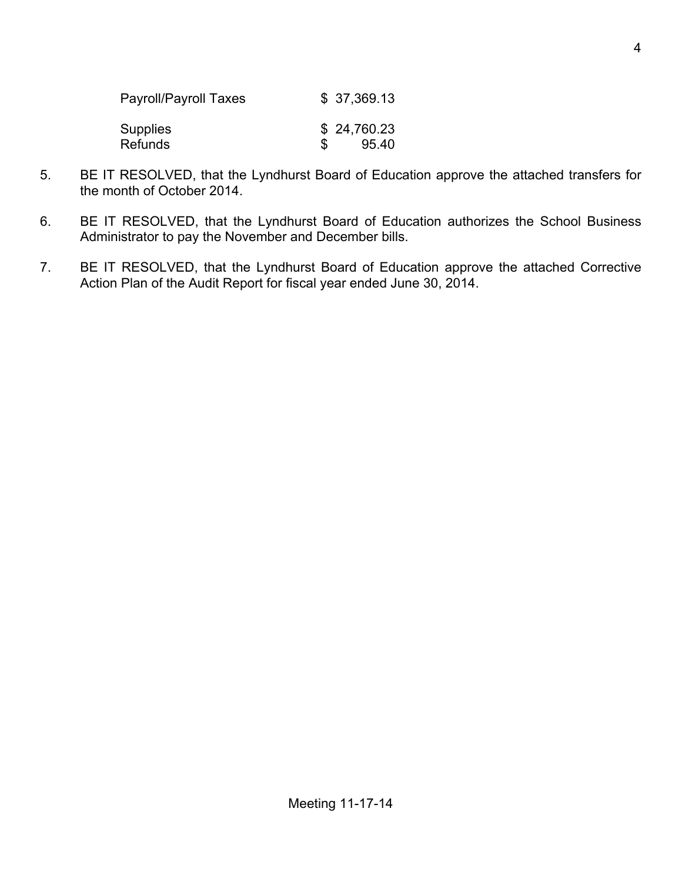| | |
|---|---|
| Payroll/Payroll Taxes | $ 37,369.13 |
| Supplies | $ 24,760.23 |
| Refunds | $ 95.40 |

5. BE IT RESOLVED, that the Lyndhurst Board of Education approve the attached transfers for the month of October 2014.

6. BE IT RESOLVED, that the Lyndhurst Board of Education authorizes the School Business Administrator to pay the November and December bills.

7. BE IT RESOLVED, that the Lyndhurst Board of Education approve the attached Corrective Action Plan of the Audit Report for fiscal year ended June 30, 2014.

Meeting 11-17-14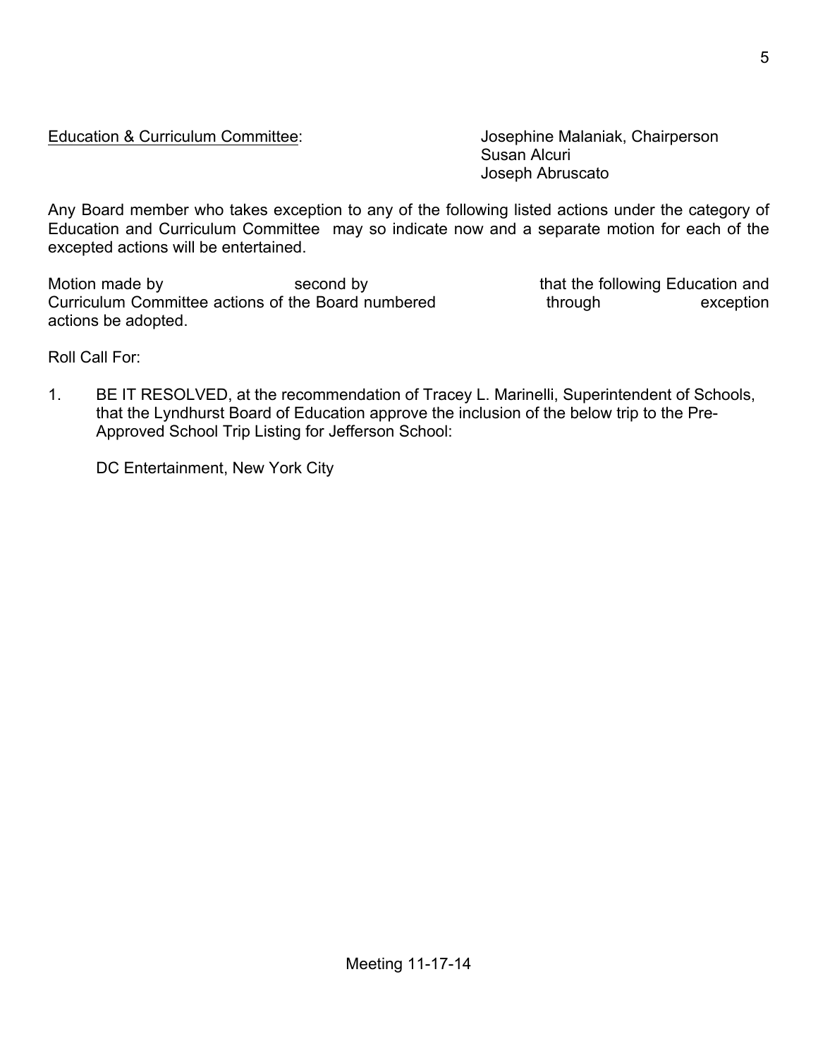Education & Curriculum Committee: Josephine Malaniak, Chairperson
Susan Alcuri
Joseph Abruscato

Any Board member who takes exception to any of the following listed actions under the category of Education and Curriculum Committee may so indicate now and a separate motion for each of the excepted actions will be entertained.

Motion made by second by that the following Education and Curriculum Committee actions of the Board numbered through exception actions be adopted.

Roll Call For:

1. BE IT RESOLVED, at the recommendation of Tracey L. Marinelli, Superintendent of Schools, that the Lyndhurst Board of Education approve the inclusion of the below trip to the Pre-Approved School Trip Listing for Jefferson School:

   DC Entertainment, New York City

Meeting 11-17-14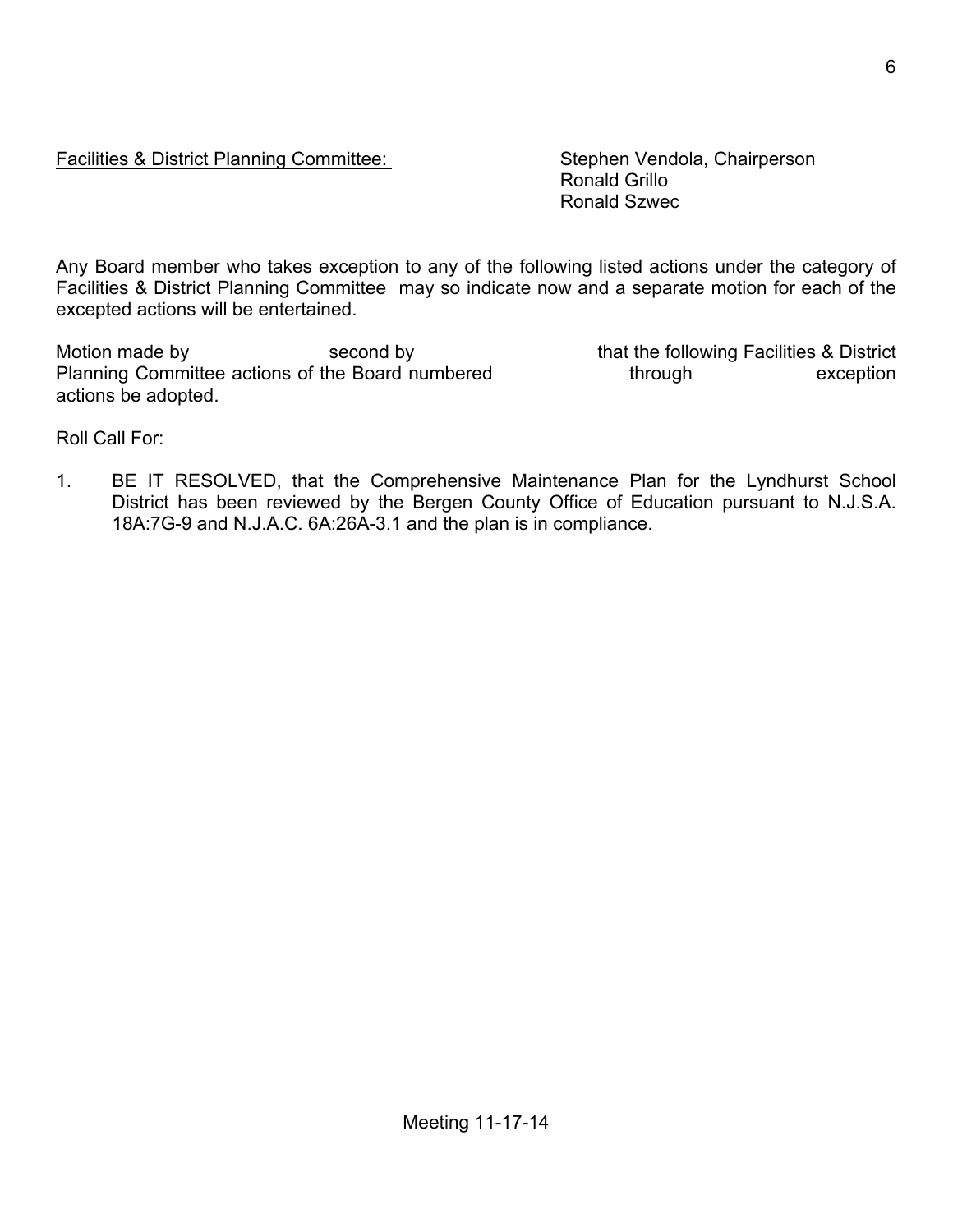<u>Facilities & District Planning Committee:</u> Stephen Vendola, Chairperson
Ronald Grillo
Ronald Szwec

Any Board member who takes exception to any of the following listed actions under the category of Facilities & District Planning Committee may so indicate now and a separate motion for each of the excepted actions will be entertained.

Motion made by second by that the following Facilities & District Planning Committee actions of the Board numbered through exception actions be adopted.

Roll Call For:

1. BE IT RESOLVED, that the Comprehensive Maintenance Plan for the Lyndhurst School District has been reviewed by the Bergen County Office of Education pursuant to N.J.S.A. 18A:7G-9 and N.J.A.C. 6A:26A-3.1 and the plan is in compliance.

Meeting 11-17-14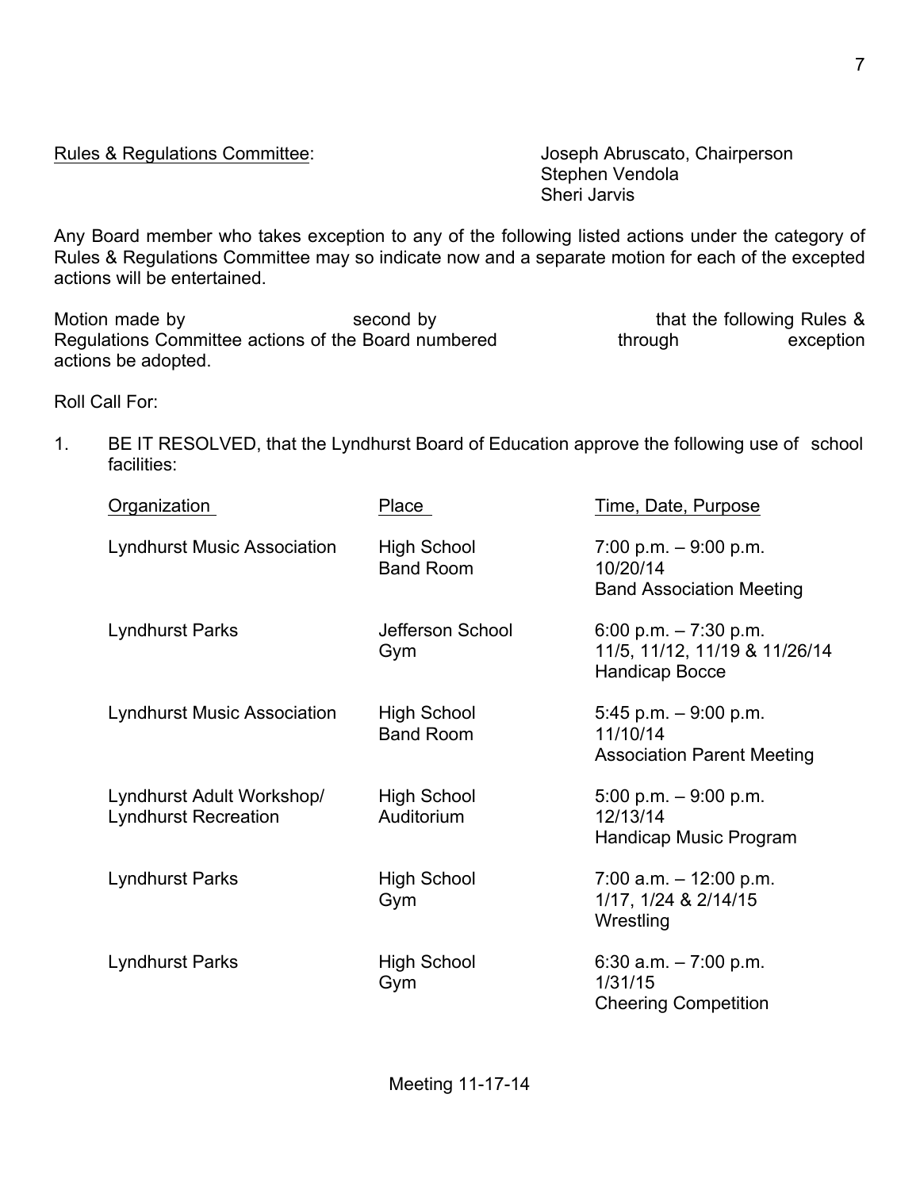<u>Rules & Regulations Committee</u>:

Joseph Abruscato, Chairperson
Stephen Vendola
Sheri Jarvis

Any Board member who takes exception to any of the following listed actions under the category of Rules & Regulations Committee may so indicate now and a separate motion for each of the excepted actions will be entertained.

Motion made by second by that the following Rules & Regulations Committee actions of the Board numbered through exception actions be adopted.

Roll Call For:

1. BE IT RESOLVED, that the Lyndhurst Board of Education approve the following use of school facilities:

| Organization | Place | Time, Date, Purpose |
|---|---|---|
| Lyndhurst Music Association | High School Band Room | 7:00 p.m. – 9:00 p.m. 10/20/14 Band Association Meeting |
| Lyndhurst Parks | Jefferson School Gym | 6:00 p.m. – 7:30 p.m. 11/5, 11/12, 11/19 & 11/26/14 Handicap Bocce |
| Lyndhurst Music Association | High School Band Room | 5:45 p.m. – 9:00 p.m. 11/10/14 Association Parent Meeting |
| Lyndhurst Adult Workshop/ Lyndhurst Recreation | High School Auditorium | 5:00 p.m. – 9:00 p.m. 12/13/14 Handicap Music Program |
| Lyndhurst Parks | High School Gym | 7:00 a.m. – 12:00 p.m. 1/17, 1/24 & 2/14/15 Wrestling |
| Lyndhurst Parks | High School Gym | 6:30 a.m. – 7:00 p.m. 1/31/15 Cheering Competition |

Meeting 11-17-14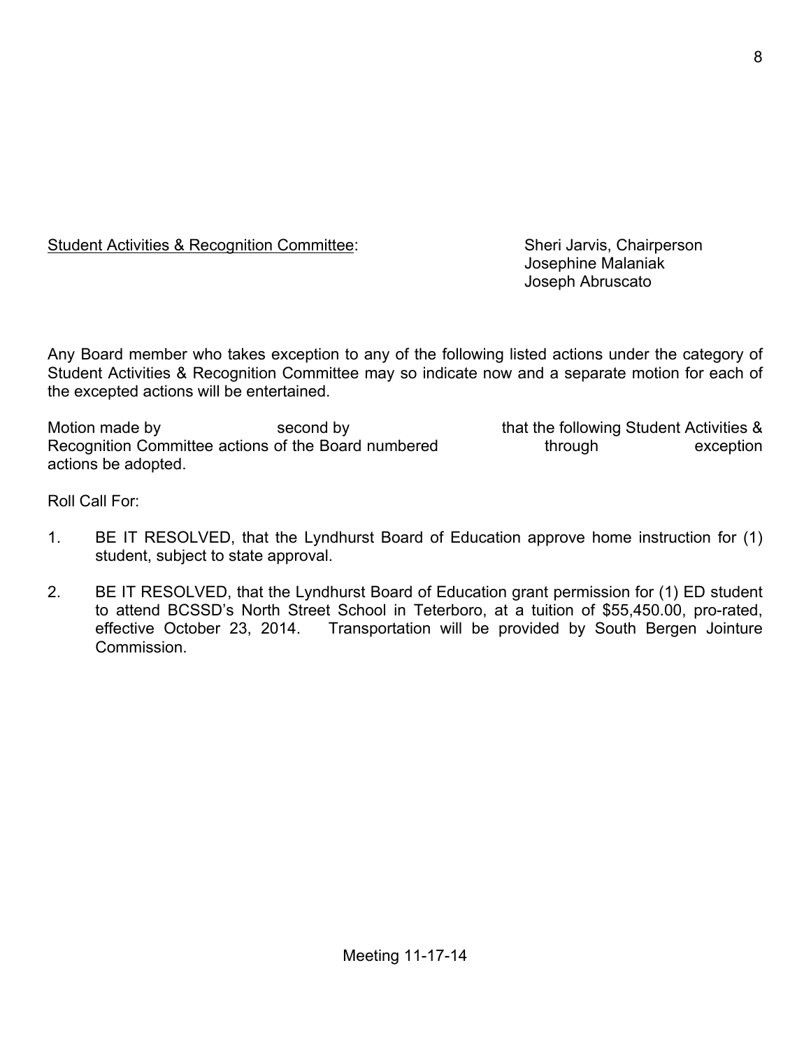<u>Student Activities & Recognition Committee</u>:

Sheri Jarvis, Chairperson
Josephine Malaniak
Joseph Abruscato

Any Board member who takes exception to any of the following listed actions under the category of Student Activities & Recognition Committee may so indicate now and a separate motion for each of the excepted actions will be entertained.

Motion made by second by that the following Student Activities & Recognition Committee actions of the Board numbered through exception actions be adopted.

Roll Call For:

1. BE IT RESOLVED, that the Lyndhurst Board of Education approve home instruction for (1) student, subject to state approval.

2. BE IT RESOLVED, that the Lyndhurst Board of Education grant permission for (1) ED student to attend BCSSD's North Street School in Teterboro, at a tuition of $55,450.00, pro-rated, effective October 23, 2014. Transportation will be provided by South Bergen Jointure Commission.

Meeting 11-17-14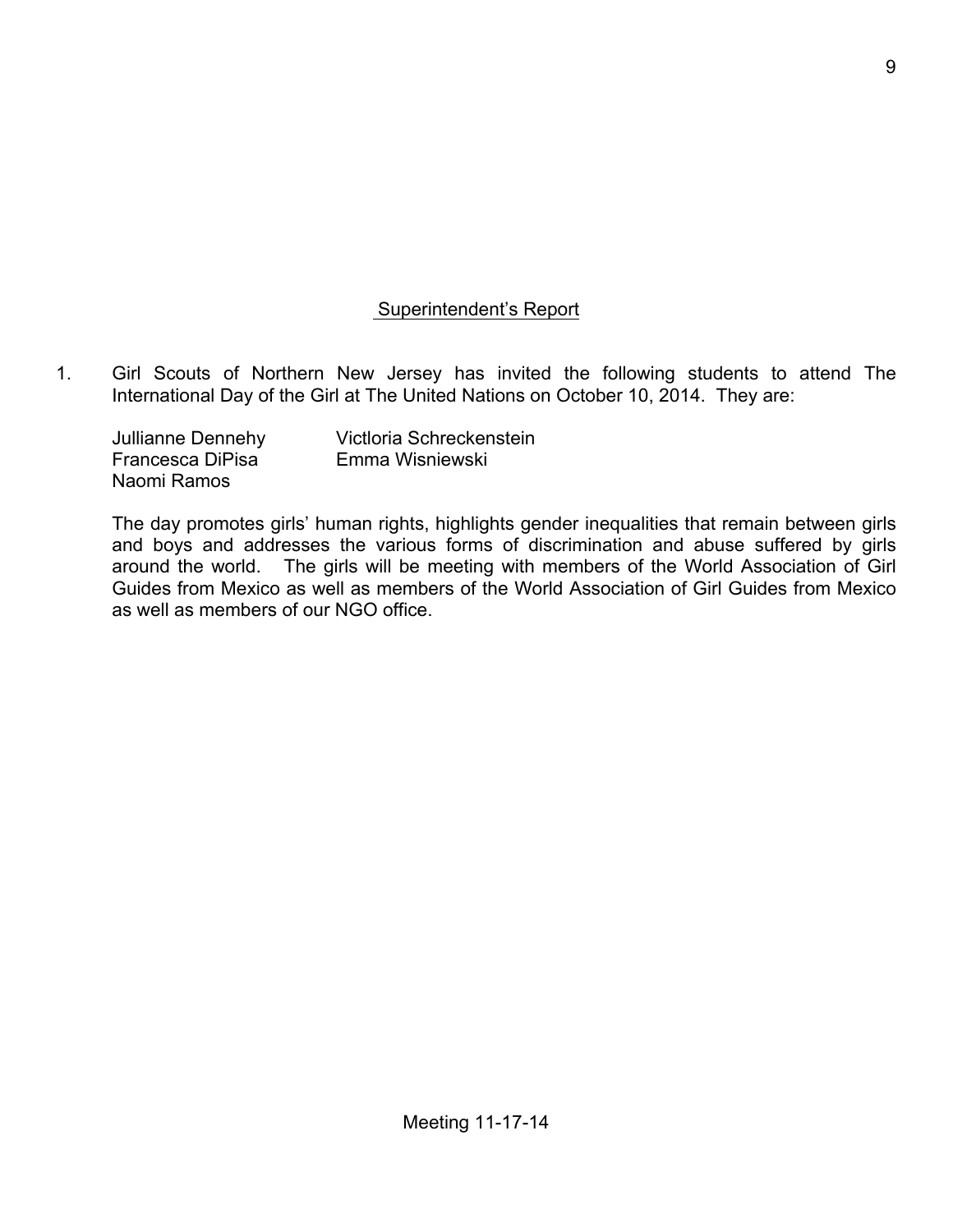## Superintendent's Report

1. Girl Scouts of Northern New Jersey has invited the following students to attend The International Day of the Girl at The United Nations on October 10, 2014. They are:

| | |
|---|---|
| Jullianne Dennehy | Victloria Schreckenstein |
| Francesca DiPisa | Emma Wisniewski |
| Naomi Ramos | |

   The day promotes girls' human rights, highlights gender inequalities that remain between girls and boys and addresses the various forms of discrimination and abuse suffered by girls around the world. The girls will be meeting with members of the World Association of Girl Guides from Mexico as well as members of the World Association of Girl Guides from Mexico as well as members of our NGO office.

Meeting 11-17-14